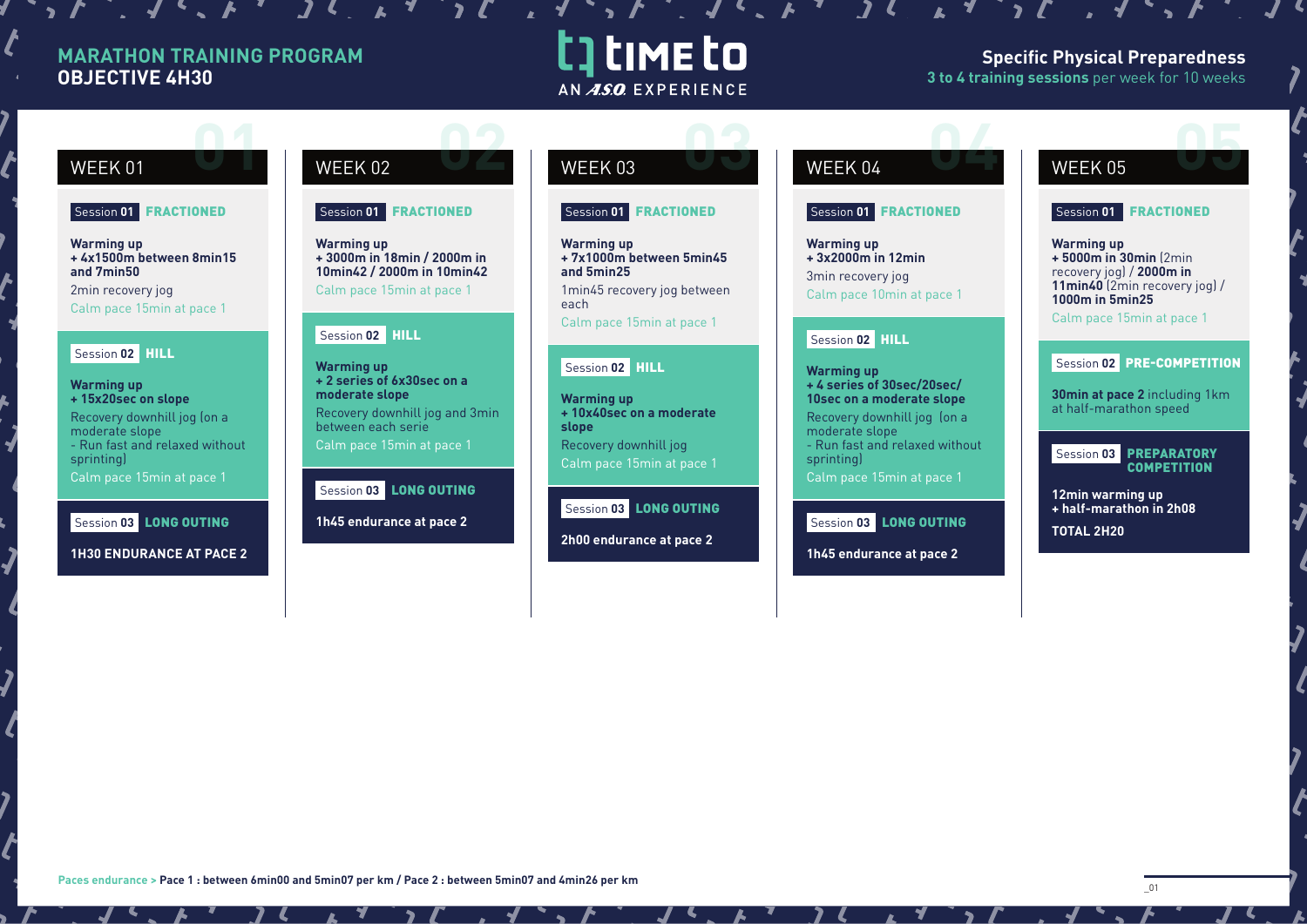# MARATHON TRAINING PROGRAM
**OBJECTIVE 4H30**

TIME TO — AN A.S.O. EXPERIENCE

**Specific Physical Preparedness**
**3 to 4 training sessions** per week for 10 weeks

## WEEK 01

**Session 01 FRACTIONED**

**Warming up**
**+ 4x1500m between 8min15 and 7min50**
2min recovery jog
Calm pace 15min at pace 1

**Session 02 HILL**

**Warming up**
**+ 15x20sec on slope**
Recovery downhill jog (on a moderate slope
- Run fast and relaxed without sprinting)
Calm pace 15min at pace 1

**Session 03 LONG OUTING**

**1H30 ENDURANCE AT PACE 2**

## WEEK 02

**Session 01 FRACTIONED**

**Warming up**
**+ 3000m in 18min / 2000m in 10min42 / 2000m in 10min42**
Calm pace 15min at pace 1

**Session 02 HILL**

**Warming up**
**+ 2 series of 6x30sec on a moderate slope**
Recovery downhill jog and 3min between each serie
Calm pace 15min at pace 1

**Session 03 LONG OUTING**

**1h45 endurance at pace 2**

## WEEK 03

**Session 01 FRACTIONED**

**Warming up**
**+ 7x1000m between 5min45 and 5min25**
1min45 recovery jog between each
Calm pace 15min at pace 1

**Session 02 HILL**

**Warming up**
**+ 10x40sec on a moderate slope**
Recovery downhill jog
Calm pace 15min at pace 1

**Session 03 LONG OUTING**

**2h00 endurance at pace 2**

## WEEK 04

**Session 01 FRACTIONED**

**Warming up**
**+ 3x2000m in 12min**
3min recovery jog
Calm pace 10min at pace 1

**Session 02 HILL**

**Warming up**
**+ 4 series of 30sec/20sec/10sec on a moderate slope**
Recovery downhill jog (on a moderate slope
- Run fast and relaxed without sprinting)
Calm pace 15min at pace 1

**Session 03 LONG OUTING**

**1h45 endurance at pace 2**

## WEEK 05

**Session 01 FRACTIONED**

**Warming up**
**+ 5000m in 30min** (2min recovery jog) / **2000m in 11min40** (2min recovery jog) / **1000m in 5min25**
Calm pace 15min at pace 1

**Session 02 PRE-COMPETITION**

**30min at pace 2** including 1km at half-marathon speed

**Session 03 PREPARATORY COMPETITION**

**12min warming up**
**+ half-marathon in 2h08**
**TOTAL 2H20**

---

Paces endurance > **Pace 1 : between 6min00 and 5min07 per km / Pace 2 : between 5min07 and 4min26 per km**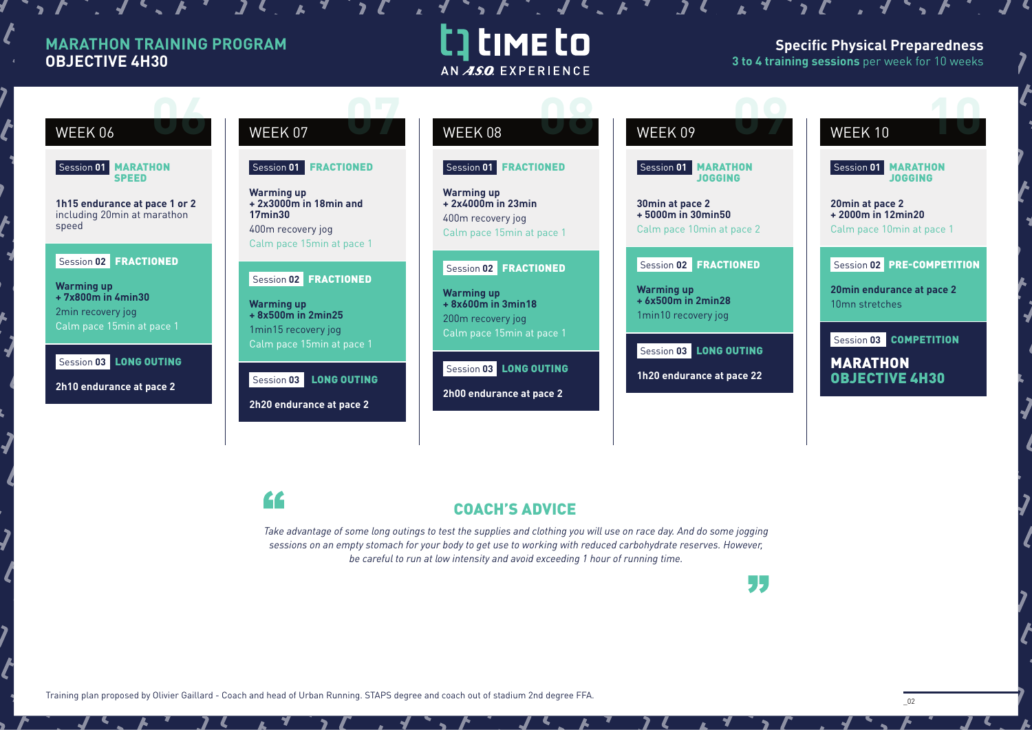# MARATHON TRAINING PROGRAM
**OBJECTIVE 4H30**

tIME to
AN A.S.O. EXPERIENCE

**Specific Physical Preparedness**
**3 to 4 training sessions** per week for 10 weeks

## WEEK 06

**Session 01 MARATHON SPEED**

**1h15 endurance at pace 1 or 2**
including 20min at marathon speed

**Session 02 FRACTIONED**

**Warming up**
**+ 7x800m in 4min30**
2min recovery jog
Calm pace 15min at pace 1

**Session 03 LONG OUTING**

**2h10 endurance at pace 2**

## WEEK 07

**Session 01 FRACTIONED**

**Warming up**
**+ 2x3000m in 18min and 17min30**
400m recovery jog
Calm pace 15min at pace 1

**Session 02 FRACTIONED**

**Warming up**
**+ 8x500m in 2min25**
1min15 recovery jog
Calm pace 15min at pace 1

**Session 03 LONG OUTING**

**2h20 endurance at pace 2**

## WEEK 08

**Session 01 FRACTIONED**

**Warming up**
**+ 2x4000m in 23min**
400m recovery jog
Calm pace 15min at pace 1

**Session 02 FRACTIONED**

**Warming up**
**+ 8x600m in 3min18**
200m recovery jog
Calm pace 15min at pace 1

**Session 03 LONG OUTING**

**2h00 endurance at pace 2**

## WEEK 09

**Session 01 MARATHON JOGGING**

**30min at pace 2**
**+ 5000m in 30min50**
Calm pace 10min at pace 2

**Session 02 FRACTIONED**

**Warming up**
**+ 6x500m in 2min28**
1min10 recovery jog

**Session 03 LONG OUTING**

**1h20 endurance at pace 22**

## WEEK 10

**Session 01 MARATHON JOGGING**

**20min at pace 2**
**+ 2000m in 12min20**
Calm pace 10min at pace 1

**Session 02 PRE-COMPETITION**

**20min endurance at pace 2**
10mn stretches

**Session 03 COMPETITION**

**MARATHON OBJECTIVE 4H30**

## COACH'S ADVICE

*Take advantage of some long outings to test the supplies and clothing you will use on race day. And do some jogging sessions on an empty stomach for your body to get use to working with reduced carbohydrate reserves. However, be careful to run at low intensity and avoid exceeding 1 hour of running time.*

Training plan proposed by Olivier Gaillard - Coach and head of Urban Running. STAPS degree and coach out of stadium 2nd degree FFA.